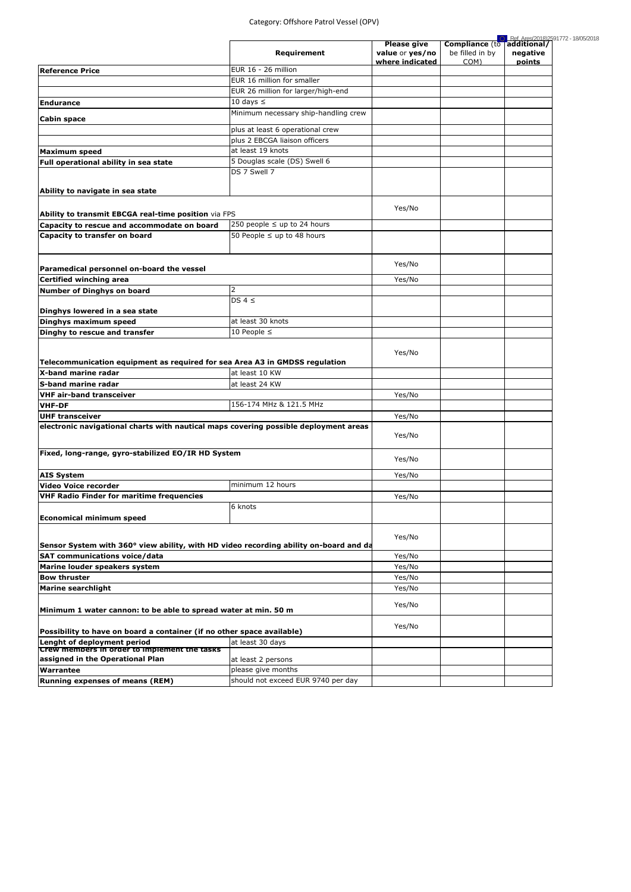Category: Offshore Patrol Vessel (OPV)

Ref. Ares(2018)2591772 - 18/05/2018

| | Requirement | Please give value or yes/no where indicated | Compliance (to be filled in by COM) | additional/ negative points |
|---|---|---|---|---|
| **Reference Price** | EUR 16 - 26 million | | | |
| | EUR 16 million for smaller | | | |
| | EUR 26 million for larger/high-end | | | |
| **Endurance** | 10 days ≤ | | | |
| **Cabin space** | Minimum necessary ship-handling crew | | | |
| | plus at least 6 operational crew | | | |
| | plus 2 EBCGA liaison officers | | | |
| **Maximum speed** | at least 19 knots | | | |
| **Full operational ability in sea state** | 5 Douglas scale (DS) Swell 6 | | | |
| **Ability to navigate in sea state** | DS 7 Swell 7 | | | |
| **Ability to transmit EBCGA real-time position** via FPS | | Yes/No | | |
| **Capacity to rescue and accommodate on board** | 250 people ≤ up to 24 hours | | | |
| **Capacity to transfer on board** | 50 People ≤ up to 48 hours | | | |
| **Paramedical personnel on-board the vessel** | | Yes/No | | |
| **Certified winching area** | | Yes/No | | |
| **Number of Dinghys on board** | 2 | | | |
| **Dinghys lowered in a sea state** | DS 4 ≤ | | | |
| **Dinghys maximum speed** | at least 30 knots | | | |
| **Dinghy to rescue and transfer** | 10 People ≤ | | | |
| **Telecommunication equipment as required for sea Area A3 in GMDSS regulation** | | Yes/No | | |
| **X-band marine radar** | at least 10 KW | | | |
| **S-band marine radar** | at least 24 KW | | | |
| **VHF air-band transceiver** | | Yes/No | | |
| **VHF-DF** | 156-174 MHz & 121.5 MHz | | | |
| **UHF transceiver** | | Yes/No | | |
| **electronic navigational charts with nautical maps covering possible deployment areas** | | Yes/No | | |
| **Fixed, long-range, gyro-stabilized EO/IR HD System** | | Yes/No | | |
| **AIS System** | | Yes/No | | |
| **Video Voice recorder** | minimum 12 hours | | | |
| **VHF Radio Finder for maritime frequencies** | | Yes/No | | |
| **Economical minimum speed** | 6 knots | | | |
| **Sensor System with 360° view ability, with HD video recording ability on-board and da** | | Yes/No | | |
| **SAT communications voice/data** | | Yes/No | | |
| **Marine louder speakers system** | | Yes/No | | |
| **Bow thruster** | | Yes/No | | |
| **Marine searchlight** | | Yes/No | | |
| **Minimum 1 water cannon: to be able to spread water at min. 50 m** | | Yes/No | | |
| **Possibility to have on board a container (if no other space available)** | | Yes/No | | |
| **Lenght of deployment period** | at least 30 days | | | |
| **Crew members in order to implement the tasks assigned in the Operational Plan** | at least 2 persons | | | |
| **Warrantee** | please give months | | | |
| **Running expenses of means (REM)** | should not exceed EUR 9740 per day | | | |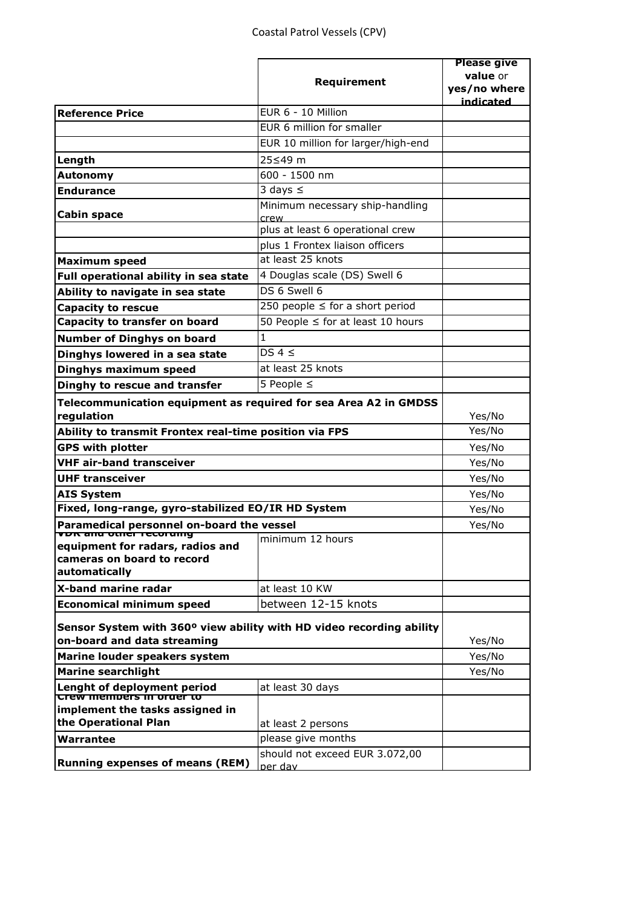Coastal Patrol Vessels (CPV)

| | Requirement | Please give **value** or **yes/no where indicated** |
|---|---|---|
| **Reference Price** | EUR 6 - 10 Million | |
| | EUR 6 million for smaller | |
| | EUR 10 million for larger/high-end | |
| **Length** | 25≤49 m | |
| **Autonomy** | 600 - 1500 nm | |
| **Endurance** | 3 days ≤ | |
| **Cabin space** | Minimum necessary ship-handling crew | |
| | plus at least 6 operational crew | |
| | plus 1 Frontex liaison officers | |
| **Maximum speed** | at least 25 knots | |
| **Full operational ability in sea state** | 4 Douglas scale (DS) Swell 6 | |
| **Ability to navigate in sea state** | DS 6 Swell 6 | |
| **Capacity to rescue** | 250 people ≤ for a short period | |
| **Capacity to transfer on board** | 50 People ≤ for at least 10 hours | |
| **Number of Dinghys on board** | 1 | |
| **Dinghys lowered in a sea state** | DS 4 ≤ | |
| **Dinghys maximum speed** | at least 25 knots | |
| **Dinghy to rescue and transfer** | 5 People ≤ | |
| **Telecommunication equipment as required for sea Area A2 in GMDSS regulation** | | Yes/No |
| **Ability to transmit Frontex real-time position via FPS** | | Yes/No |
| **GPS with plotter** | | Yes/No |
| **VHF air-band transceiver** | | Yes/No |
| **UHF transceiver** | | Yes/No |
| **AIS System** | | Yes/No |
| **Fixed, long-range, gyro-stabilized EO/IR HD System** | | Yes/No |
| **Paramedical personnel on-board the vessel** | | Yes/No |
| **VDR and other recording equipment for radars, radios and cameras on board to record automatically** | minimum 12 hours | |
| **X-band marine radar** | at least 10 KW | |
| **Economical minimum speed** | between 12-15 knots | |
| **Sensor System with 360º view ability with HD video recording ability on-board and data streaming** | | Yes/No |
| **Marine louder speakers system** | | Yes/No |
| **Marine searchlight** | | Yes/No |
| **Lenght of deployment period** | at least 30 days | |
| **Crew members in order to implement the tasks assigned in the Operational Plan** | at least 2 persons | |
| **Warrantee** | please give months | |
| **Running expenses of means (REM)** | should not exceed EUR 3.072,00 per day | |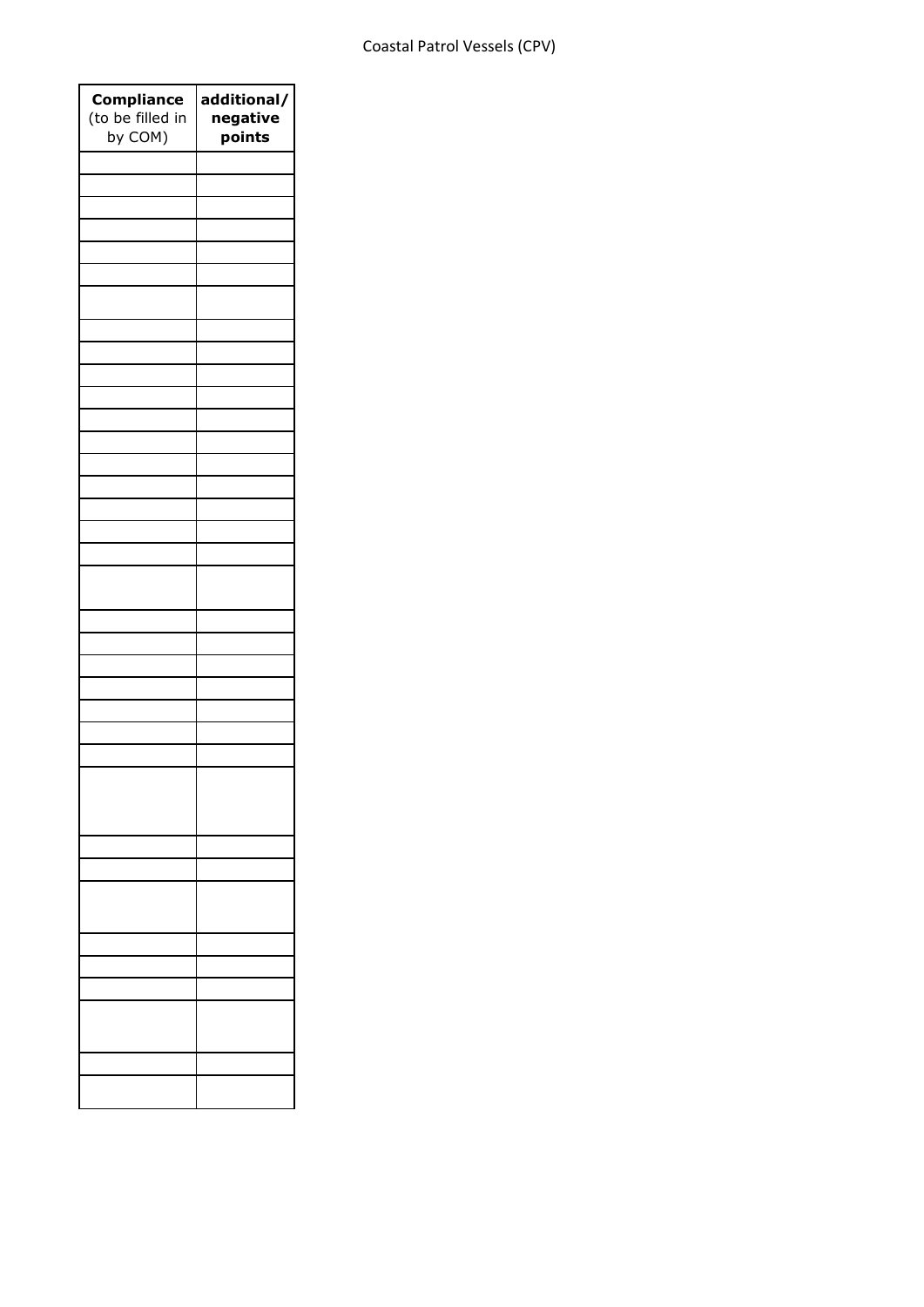| **Compliance** (to be filled in by COM) | **additional/ negative points** |
|---|---|
| | |
| | |
| | |
| | |
| | |
| | |
| | |
| | |
| | |
| | |
| | |
| | |
| | |
| | |
| | |
| | |
| | |
| | |
| | |
| | |
| | |
| | |
| | |
| | |
| | |
| | |
| | |
| | |
| | |
| | |
| | |
| | |
| | |
| | |
| | |
| | |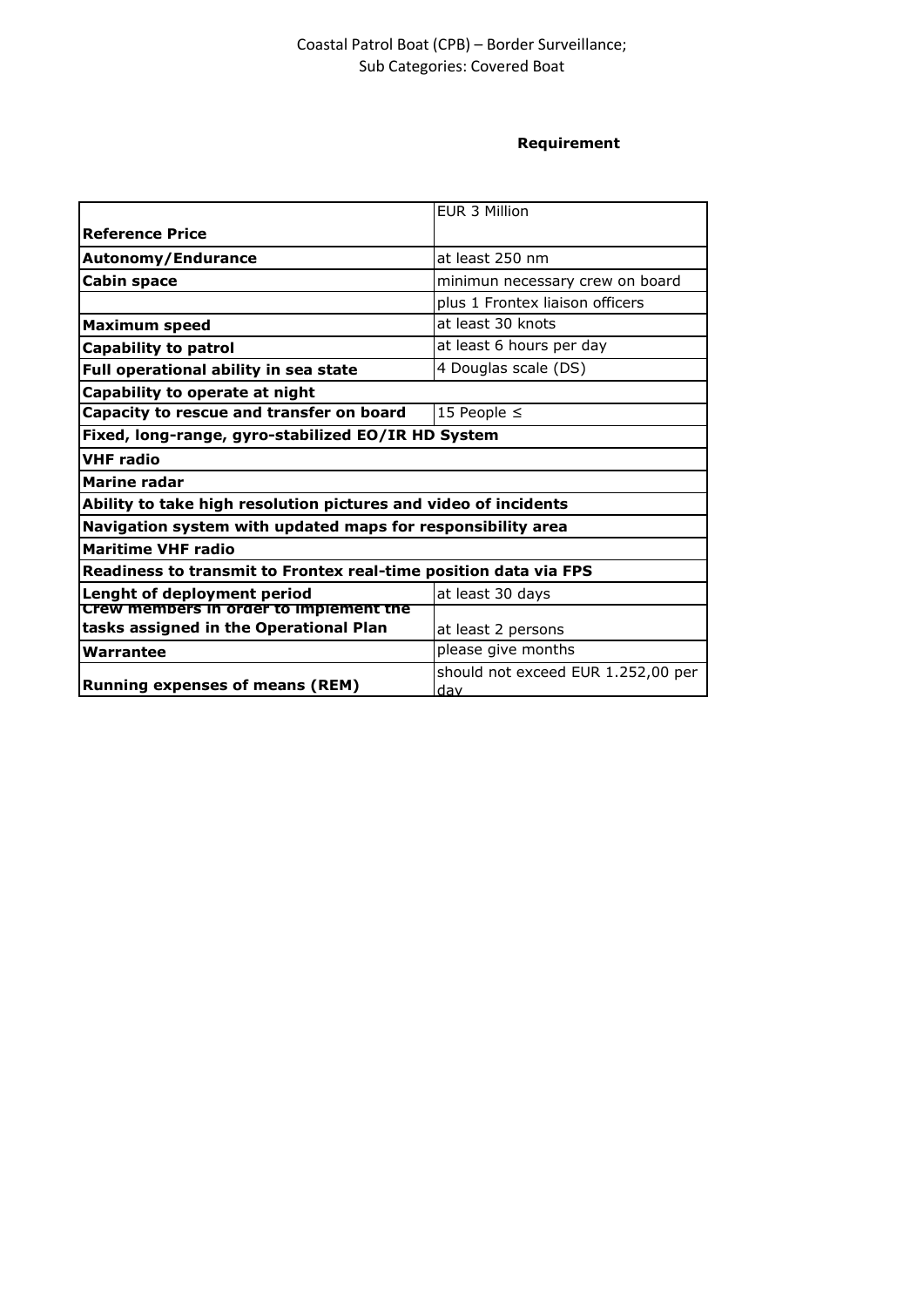Coastal Patrol Boat (CPB) – Border Surveillance;
Sub Categories: Covered Boat

**Requirement**

| | |
|---|---|
| **Reference Price** | EUR 3 Million |
| **Autonomy/Endurance** | at least 250 nm |
| **Cabin space** | minimun necessary crew on board |
| | plus 1 Frontex liaison officers |
| **Maximum speed** | at least 30 knots |
| **Capability to patrol** | at least 6 hours per day |
| **Full operational ability in sea state** | 4 Douglas scale (DS) |
| **Capability to operate at night** | |
| **Capacity to rescue and transfer on board** | 15 People ≤ |
| **Fixed, long-range, gyro-stabilized EO/IR HD System** | |
| **VHF radio** | |
| **Marine radar** | |
| **Ability to take high resolution pictures and video of incidents** | |
| **Navigation system with updated maps for responsibility area** | |
| **Maritime VHF radio** | |
| **Readiness to transmit to Frontex real-time position data via FPS** | |
| **Lenght of deployment period** | at least 30 days |
| **Crew members in order to implement the tasks assigned in the Operational Plan** | at least 2 persons |
| **Warrantee** | please give months |
| **Running expenses of means (REM)** | should not exceed EUR 1.252,00 per day |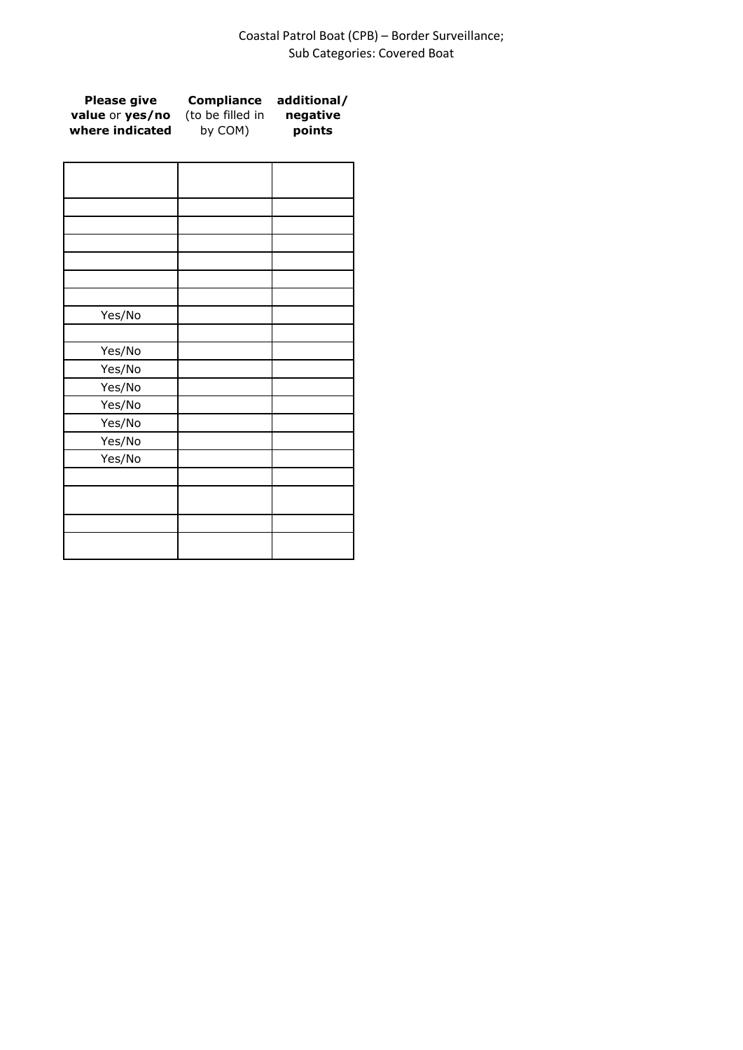| **Please give value** or **yes/no where indicated** | **Compliance** (to be filled in by COM) | **additional/ negative points** |
|---|---|---|
| | | |
| | | |
| | | |
| | | |
| | | |
| | | |
| | | |
| Yes/No | | |
| | | |
| Yes/No | | |
| Yes/No | | |
| Yes/No | | |
| Yes/No | | |
| Yes/No | | |
| Yes/No | | |
| Yes/No | | |
| | | |
| | | |
| | | |
| | | |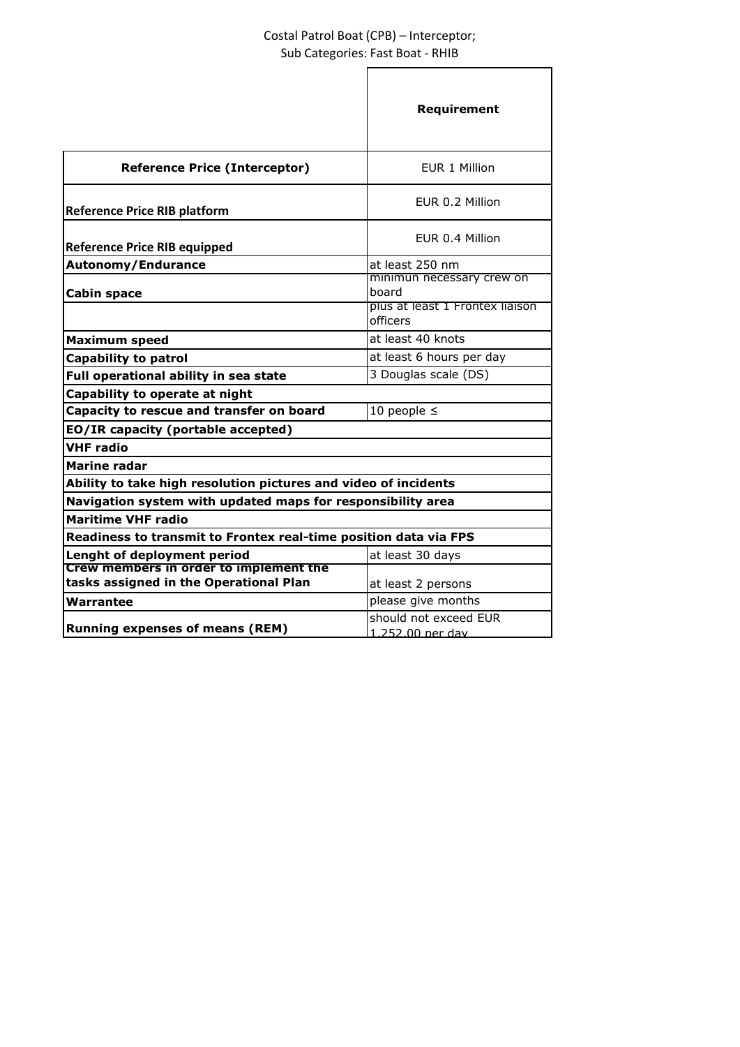Costal Patrol Boat (CPB) – Interceptor;
Sub Categories: Fast Boat - RHIB

| | Requirement |
|---|---|
| **Reference Price (Interceptor)** | EUR 1 Million |
| **Reference Price RIB platform** | EUR 0.2 Million |
| **Reference Price RIB equipped** | EUR 0.4 Million |
| **Autonomy/Endurance** | at least 250 nm |
| **Cabin space** | minimun necessary crew on board |
| | plus at least 1 Frontex liaison officers |
| **Maximum speed** | at least 40 knots |
| **Capability to patrol** | at least 6 hours per day |
| **Full operational ability in sea state** | 3 Douglas scale (DS) |
| **Capability to operate at night** | |
| **Capacity to rescue and transfer on board** | 10 people ≤ |
| **EO/IR capacity (portable accepted)** | |
| **VHF radio** | |
| **Marine radar** | |
| **Ability to take high resolution pictures and video of incidents** | |
| **Navigation system with updated maps for responsibility area** | |
| **Maritime VHF radio** | |
| **Readiness to transmit to Frontex real-time position data via FPS** | |
| **Lenght of deployment period** | at least 30 days |
| **Crew members in order to implement the tasks assigned in the Operational Plan** | at least 2 persons |
| **Warrantee** | please give months |
| **Running expenses of means (REM)** | should not exceed EUR 1,252.00 per day |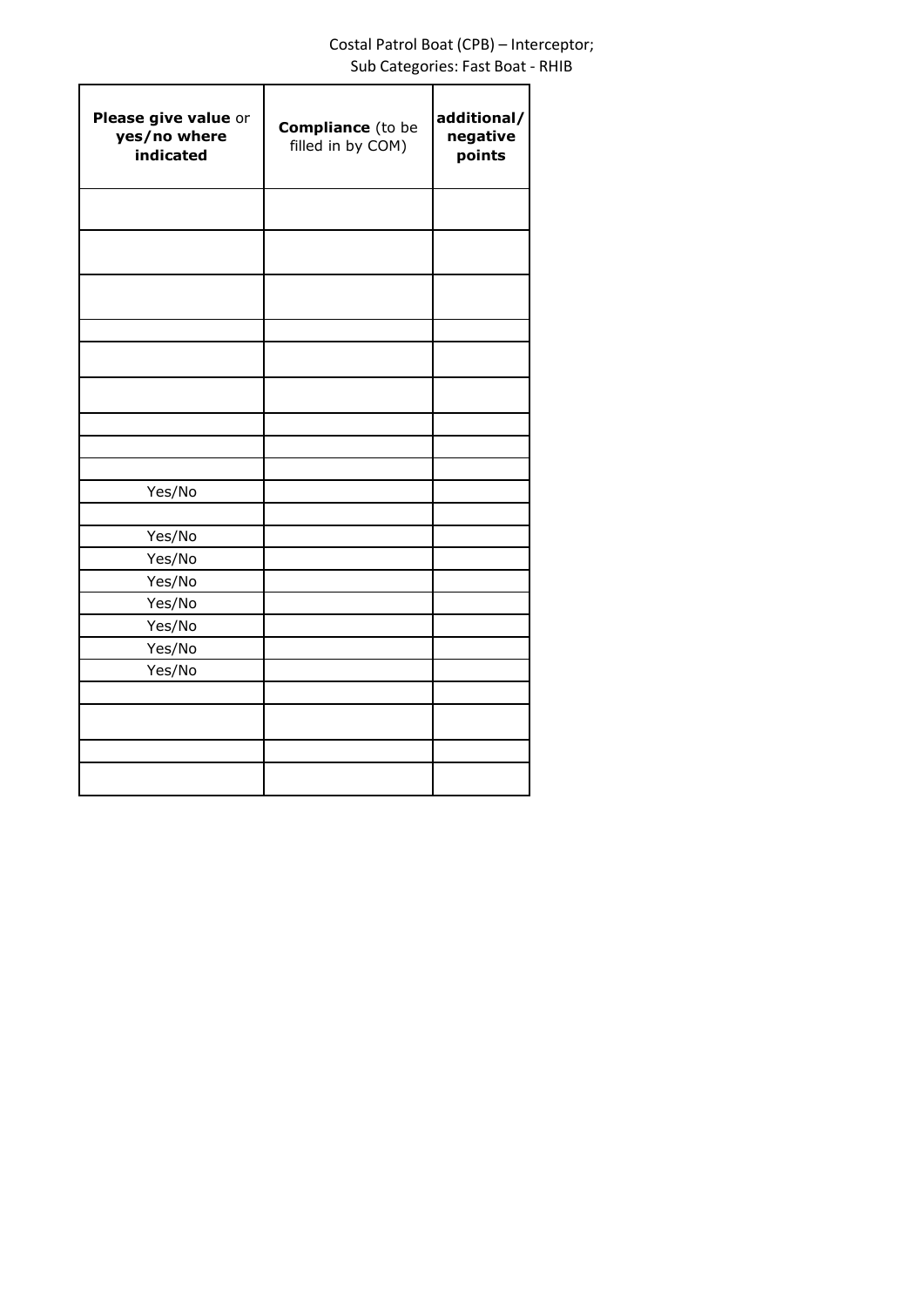Costal Patrol Boat (CPB) – Interceptor;
Sub Categories: Fast Boat - RHIB

| **Please give value** or **yes/no where indicated** | **Compliance** (to be filled in by COM) | **additional/ negative points** |
|---|---|---|
| | | |
| | | |
| | | |
| | | |
| | | |
| | | |
| | | |
| | | |
| | | |
| Yes/No | | |
| | | |
| Yes/No | | |
| Yes/No | | |
| Yes/No | | |
| Yes/No | | |
| Yes/No | | |
| Yes/No | | |
| Yes/No | | |
| | | |
| | | |
| | | |
| | | |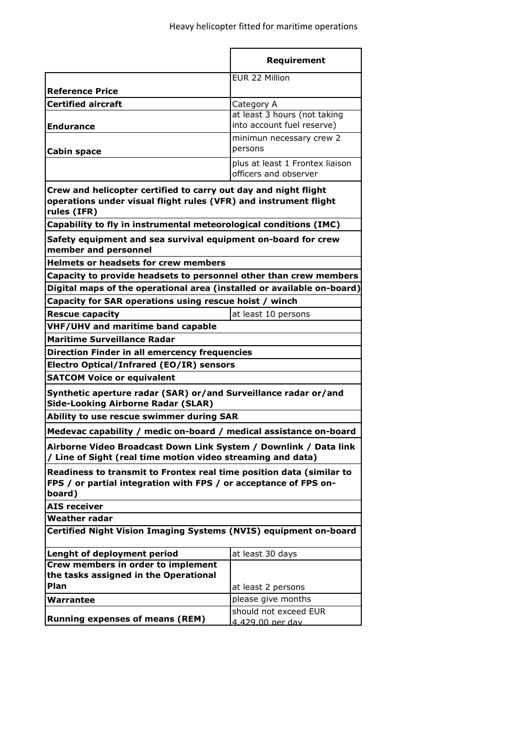Heavy helicopter fitted for maritime operations

| | Requirement |
|---|---|
| **Reference Price** | EUR 22 Million |
| **Certified aircraft** | Category A |
| **Endurance** | at least 3 hours (not taking into account fuel reserve) |
| **Cabin space** | minimun necessary crew 2 persons |
| | plus at least 1 Frontex liaison officers and observer |
| **Crew and helicopter certified to carry out day and night flight operations under visual flight rules (VFR) and instrument flight rules (IFR)** | |
| **Capability to fly in instrumental meteorological conditions (IMC)** | |
| **Safety equipment and sea survival equipment on-board for crew member and personnel** | |
| **Helmets or headsets for crew members** | |
| **Capacity to provide headsets to personnel other than crew members** | |
| **Digital maps of the operational area (installed or available on-board)** | |
| **Capacity for SAR operations using rescue hoist / winch** | |
| **Rescue capacity** | at least 10 persons |
| **VHF/UHV and maritime band capable** | |
| **Maritime Surveillance Radar** | |
| **Direction Finder in all emercency frequencies** | |
| **Electro Optical/Infrared (EO/IR) sensors** | |
| **SATCOM Voice or equivalent** | |
| **Synthetic aperture radar (SAR) or/and Surveillance radar or/and Side-Looking Airborne Radar (SLAR)** | |
| **Ability to use rescue swimmer during SAR** | |
| **Medevac capability / medic on-board / medical assistance on-board** | |
| **Airborne Video Broadcast Down Link System / Downlink / Data link / Line of Sight (real time motion video streaming and data)** | |
| **Readiness to transmit to Frontex real time position data (similar to FPS / or partial integration with FPS / or acceptance of FPS on-board)** | |
| **AIS receiver** | |
| **Weather radar** | |
| **Certified Night Vision Imaging Systems (NVIS) equipment on-board** | |
| **Lenght of deployment period** | at least 30 days |
| **Crew members in order to implement the tasks assigned in the Operational Plan** | at least 2 persons |
| **Warrantee** | please give months |
| **Running expenses of means (REM)** | should not exceed EUR 4.429,00 per day |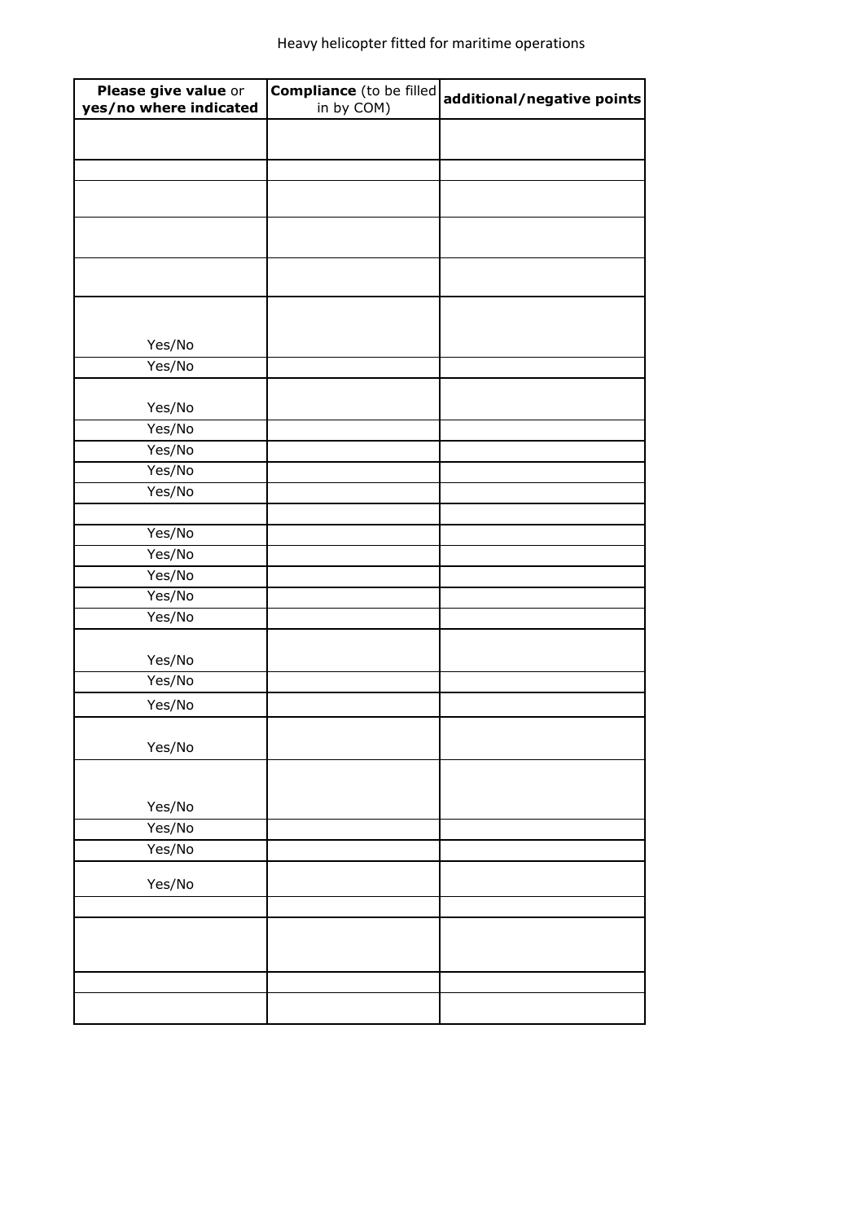Heavy helicopter fitted for maritime operations

| **Please give value** or **yes/no where indicated** | **Compliance** (to be filled in by COM) | **additional/negative points** |
|---|---|---|
| | | |
| | | |
| | | |
| | | |
| | | |
| Yes/No | | |
| Yes/No | | |
| Yes/No | | |
| Yes/No | | |
| Yes/No | | |
| Yes/No | | |
| Yes/No | | |
| | | |
| Yes/No | | |
| Yes/No | | |
| Yes/No | | |
| Yes/No | | |
| Yes/No | | |
| Yes/No | | |
| Yes/No | | |
| Yes/No | | |
| Yes/No | | |
| Yes/No | | |
| Yes/No | | |
| Yes/No | | |
| Yes/No | | |
| | | |
| | | |
| | | |
| | | |